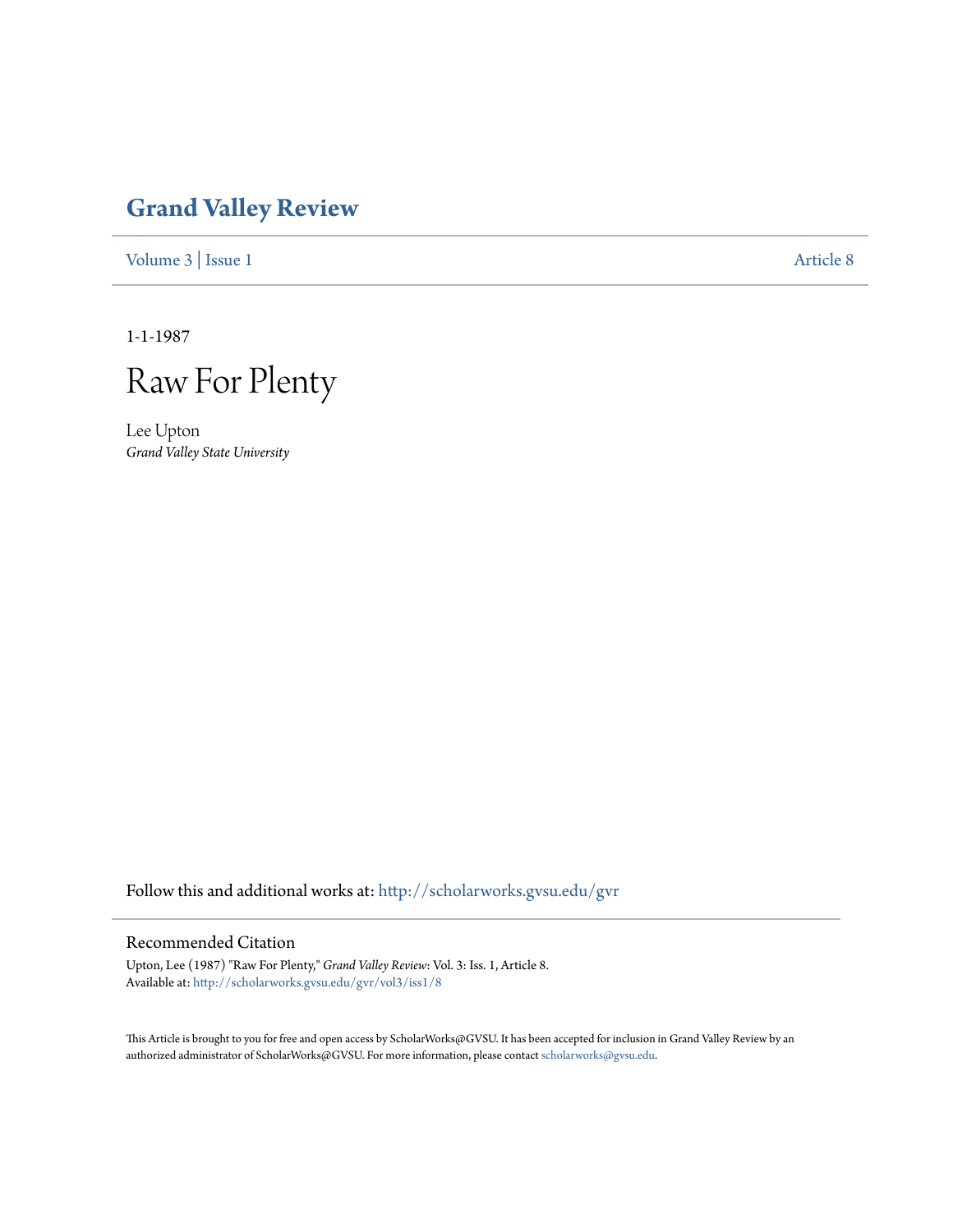# Grand Valley Review

Volume 3 | Issue 1 Article 8

1-1-1987

# Raw For Plenty

Lee Upton
*Grand Valley State University*

Follow this and additional works at: http://scholarworks.gvsu.edu/gvr

## Recommended Citation

Upton, Lee (1987) "Raw For Plenty," *Grand Valley Review*: Vol. 3: Iss. 1, Article 8.
Available at: http://scholarworks.gvsu.edu/gvr/vol3/iss1/8

This Article is brought to you for free and open access by ScholarWorks@GVSU. It has been accepted for inclusion in Grand Valley Review by an authorized administrator of ScholarWorks@GVSU. For more information, please contact scholarworks@gvsu.edu.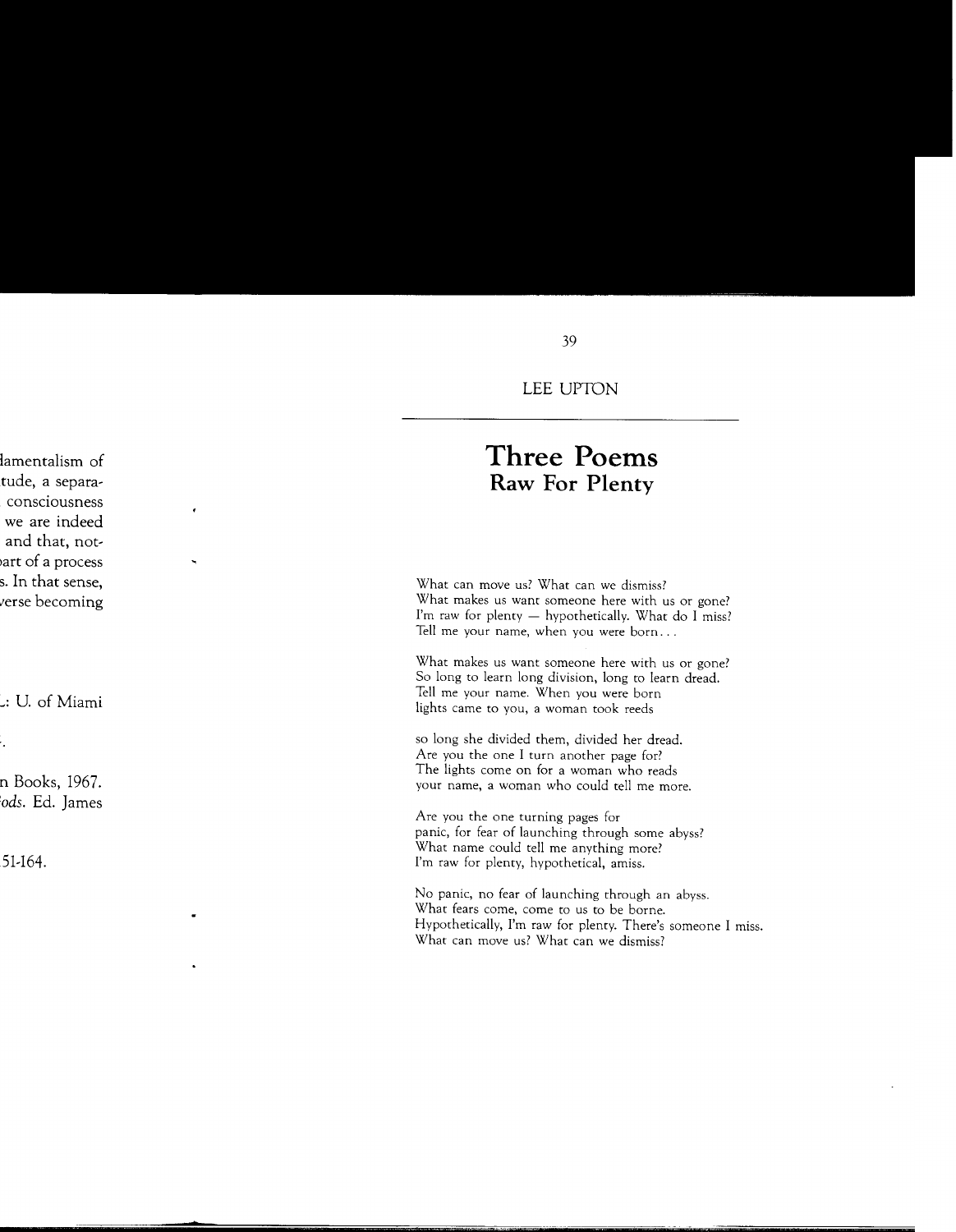LEE UPTON

# Three Poems

## Raw For Plenty

What can move us? What can we dismiss?
What makes us want someone here with us or gone?
I'm raw for plenty — hypothetically. What do I miss?
Tell me your name, when you were born. . .

What makes us want someone here with us or gone?
So long to learn long division, long to learn dread.
Tell me your name. When you were born
lights came to you, a woman took reeds

so long she divided them, divided her dread.
Are you the one I turn another page for?
The lights come on for a woman who reads
your name, a woman who could tell me more.

Are you the one turning pages for
panic, for fear of launching through some abyss?
What name could tell me anything more?
I'm raw for plenty, hypothetical, amiss.

No panic, no fear of launching through an abyss.
What fears come, come to us to be borne.
Hypothetically, I'm raw for plenty. There's someone I miss.
What can move us? What can we dismiss?